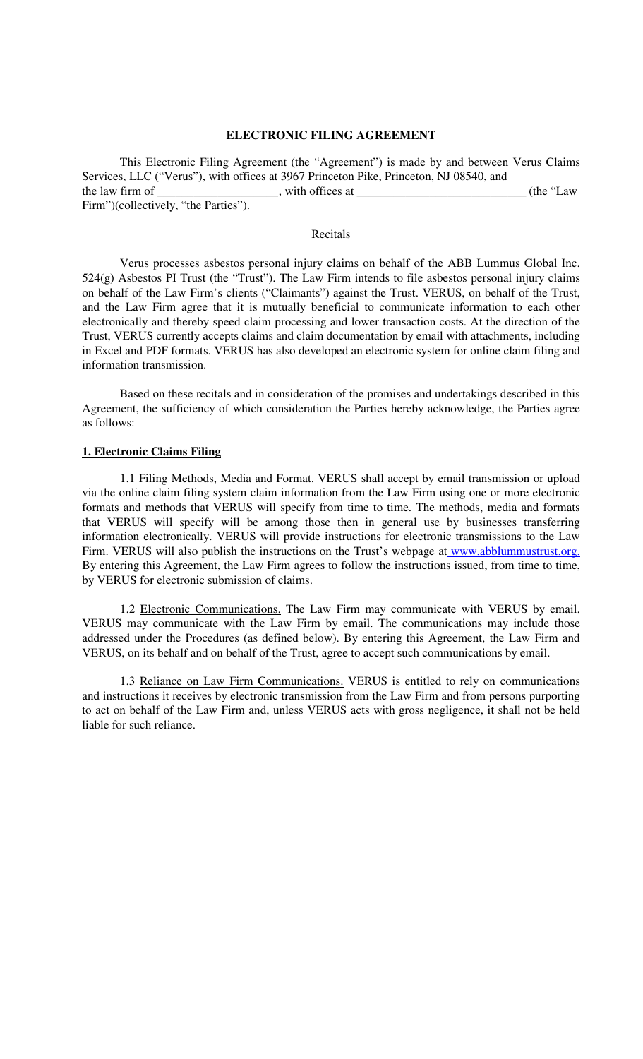# ELECTRONIC FILING AGREEMENT

This Electronic Filing Agreement (the "Agreement") is made by and between Verus Claims Services, LLC ("Verus"), with offices at 3967 Princeton Pike, Princeton, NJ 08540, and the law firm of ___________________, with offices at ___________________________ (the "Law Firm")(collectively, "the Parties").

## Recitals

Verus processes asbestos personal injury claims on behalf of the ABB Lummus Global Inc. 524(g) Asbestos PI Trust (the "Trust"). The Law Firm intends to file asbestos personal injury claims on behalf of the Law Firm's clients ("Claimants") against the Trust. VERUS, on behalf of the Trust, and the Law Firm agree that it is mutually beneficial to communicate information to each other electronically and thereby speed claim processing and lower transaction costs. At the direction of the Trust, VERUS currently accepts claims and claim documentation by email with attachments, including in Excel and PDF formats. VERUS has also developed an electronic system for online claim filing and information transmission.

Based on these recitals and in consideration of the promises and undertakings described in this Agreement, the sufficiency of which consideration the Parties hereby acknowledge, the Parties agree as follows:

## 1. Electronic Claims Filing

1.1 Filing Methods, Media and Format. VERUS shall accept by email transmission or upload via the online claim filing system claim information from the Law Firm using one or more electronic formats and methods that VERUS will specify from time to time. The methods, media and formats that VERUS will specify will be among those then in general use by businesses transferring information electronically. VERUS will provide instructions for electronic transmissions to the Law Firm. VERUS will also publish the instructions on the Trust's webpage at www.abblummustrust.org. By entering this Agreement, the Law Firm agrees to follow the instructions issued, from time to time, by VERUS for electronic submission of claims.

1.2 Electronic Communications. The Law Firm may communicate with VERUS by email. VERUS may communicate with the Law Firm by email. The communications may include those addressed under the Procedures (as defined below). By entering this Agreement, the Law Firm and VERUS, on its behalf and on behalf of the Trust, agree to accept such communications by email.

1.3 Reliance on Law Firm Communications. VERUS is entitled to rely on communications and instructions it receives by electronic transmission from the Law Firm and from persons purporting to act on behalf of the Law Firm and, unless VERUS acts with gross negligence, it shall not be held liable for such reliance.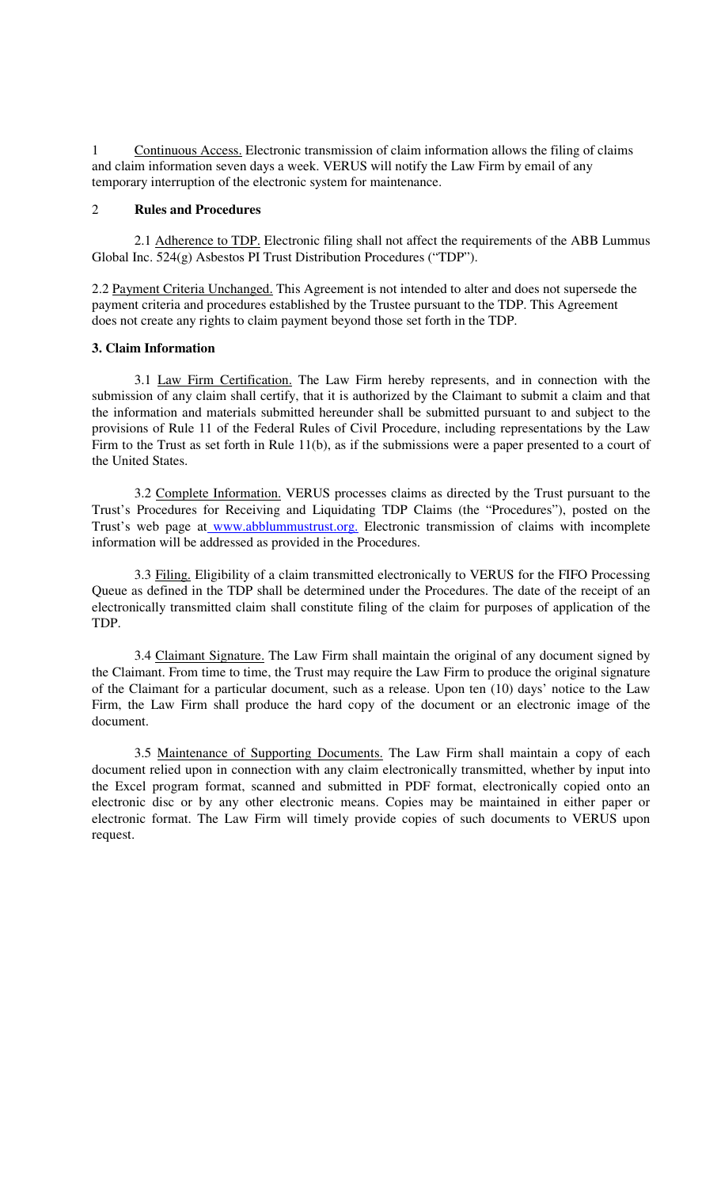1 Continuous Access. Electronic transmission of claim information allows the filing of claims and claim information seven days a week. VERUS will notify the Law Firm by email of any temporary interruption of the electronic system for maintenance.

## 2 Rules and Procedures

2.1 Adherence to TDP. Electronic filing shall not affect the requirements of the ABB Lummus Global Inc. 524(g) Asbestos PI Trust Distribution Procedures ("TDP").

2.2 Payment Criteria Unchanged. This Agreement is not intended to alter and does not supersede the payment criteria and procedures established by the Trustee pursuant to the TDP. This Agreement does not create any rights to claim payment beyond those set forth in the TDP.

## 3. Claim Information

3.1 Law Firm Certification. The Law Firm hereby represents, and in connection with the submission of any claim shall certify, that it is authorized by the Claimant to submit a claim and that the information and materials submitted hereunder shall be submitted pursuant to and subject to the provisions of Rule 11 of the Federal Rules of Civil Procedure, including representations by the Law Firm to the Trust as set forth in Rule 11(b), as if the submissions were a paper presented to a court of the United States.

3.2 Complete Information. VERUS processes claims as directed by the Trust pursuant to the Trust's Procedures for Receiving and Liquidating TDP Claims (the "Procedures"), posted on the Trust's web page at www.abblummustrust.org. Electronic transmission of claims with incomplete information will be addressed as provided in the Procedures.

3.3 Filing. Eligibility of a claim transmitted electronically to VERUS for the FIFO Processing Queue as defined in the TDP shall be determined under the Procedures. The date of the receipt of an electronically transmitted claim shall constitute filing of the claim for purposes of application of the TDP.

3.4 Claimant Signature. The Law Firm shall maintain the original of any document signed by the Claimant. From time to time, the Trust may require the Law Firm to produce the original signature of the Claimant for a particular document, such as a release. Upon ten (10) days' notice to the Law Firm, the Law Firm shall produce the hard copy of the document or an electronic image of the document.

3.5 Maintenance of Supporting Documents. The Law Firm shall maintain a copy of each document relied upon in connection with any claim electronically transmitted, whether by input into the Excel program format, scanned and submitted in PDF format, electronically copied onto an electronic disc or by any other electronic means. Copies may be maintained in either paper or electronic format. The Law Firm will timely provide copies of such documents to VERUS upon request.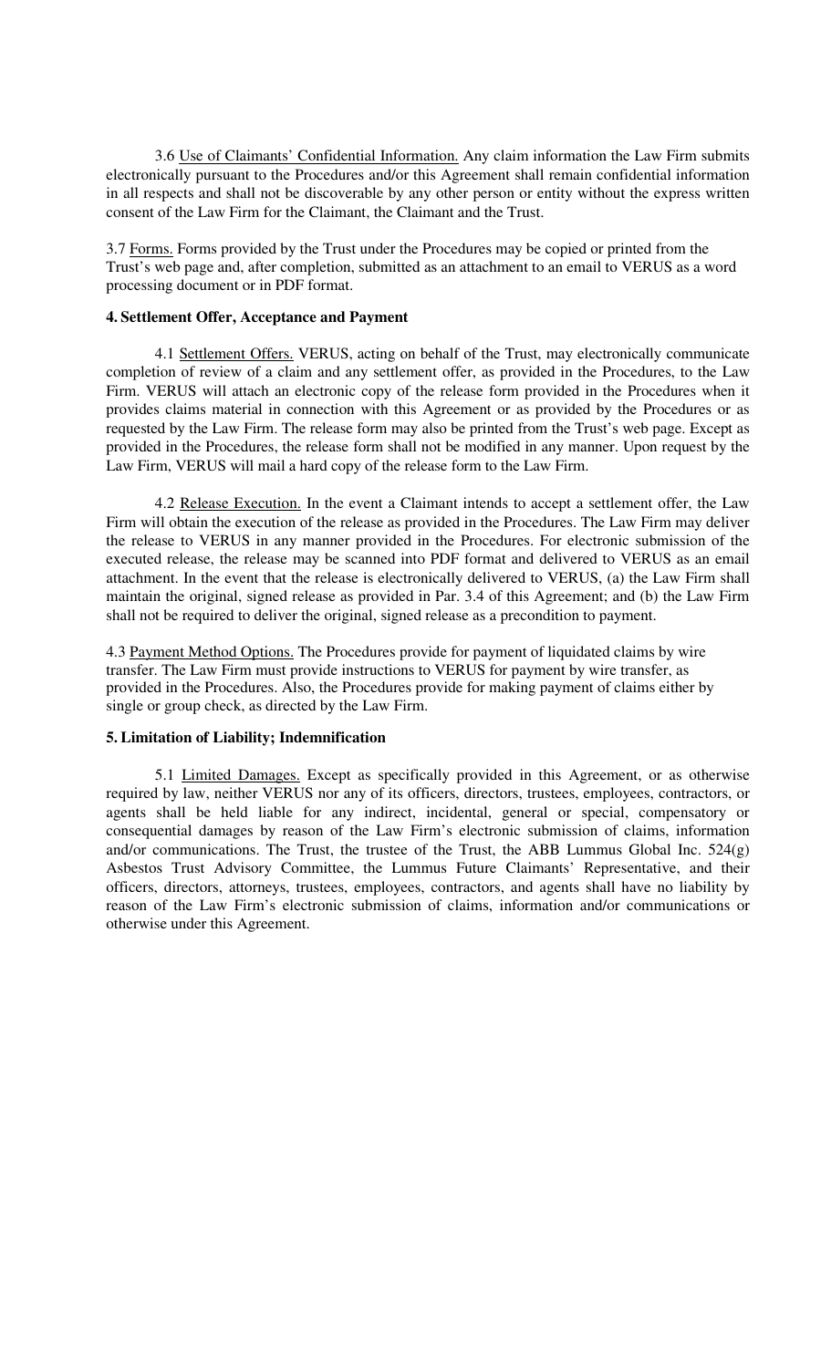3.6 Use of Claimants' Confidential Information. Any claim information the Law Firm submits electronically pursuant to the Procedures and/or this Agreement shall remain confidential information in all respects and shall not be discoverable by any other person or entity without the express written consent of the Law Firm for the Claimant, the Claimant and the Trust.

3.7 Forms. Forms provided by the Trust under the Procedures may be copied or printed from the Trust's web page and, after completion, submitted as an attachment to an email to VERUS as a word processing document or in PDF format.

**4. Settlement Offer, Acceptance and Payment**

4.1 Settlement Offers. VERUS, acting on behalf of the Trust, may electronically communicate completion of review of a claim and any settlement offer, as provided in the Procedures, to the Law Firm. VERUS will attach an electronic copy of the release form provided in the Procedures when it provides claims material in connection with this Agreement or as provided by the Procedures or as requested by the Law Firm. The release form may also be printed from the Trust's web page. Except as provided in the Procedures, the release form shall not be modified in any manner. Upon request by the Law Firm, VERUS will mail a hard copy of the release form to the Law Firm.

4.2 Release Execution. In the event a Claimant intends to accept a settlement offer, the Law Firm will obtain the execution of the release as provided in the Procedures. The Law Firm may deliver the release to VERUS in any manner provided in the Procedures. For electronic submission of the executed release, the release may be scanned into PDF format and delivered to VERUS as an email attachment. In the event that the release is electronically delivered to VERUS, (a) the Law Firm shall maintain the original, signed release as provided in Par. 3.4 of this Agreement; and (b) the Law Firm shall not be required to deliver the original, signed release as a precondition to payment.

4.3 Payment Method Options. The Procedures provide for payment of liquidated claims by wire transfer. The Law Firm must provide instructions to VERUS for payment by wire transfer, as provided in the Procedures. Also, the Procedures provide for making payment of claims either by single or group check, as directed by the Law Firm.

**5. Limitation of Liability; Indemnification**

5.1 Limited Damages. Except as specifically provided in this Agreement, or as otherwise required by law, neither VERUS nor any of its officers, directors, trustees, employees, contractors, or agents shall be held liable for any indirect, incidental, general or special, compensatory or consequential damages by reason of the Law Firm's electronic submission of claims, information and/or communications. The Trust, the trustee of the Trust, the ABB Lummus Global Inc. 524(g) Asbestos Trust Advisory Committee, the Lummus Future Claimants' Representative, and their officers, directors, attorneys, trustees, employees, contractors, and agents shall have no liability by reason of the Law Firm's electronic submission of claims, information and/or communications or otherwise under this Agreement.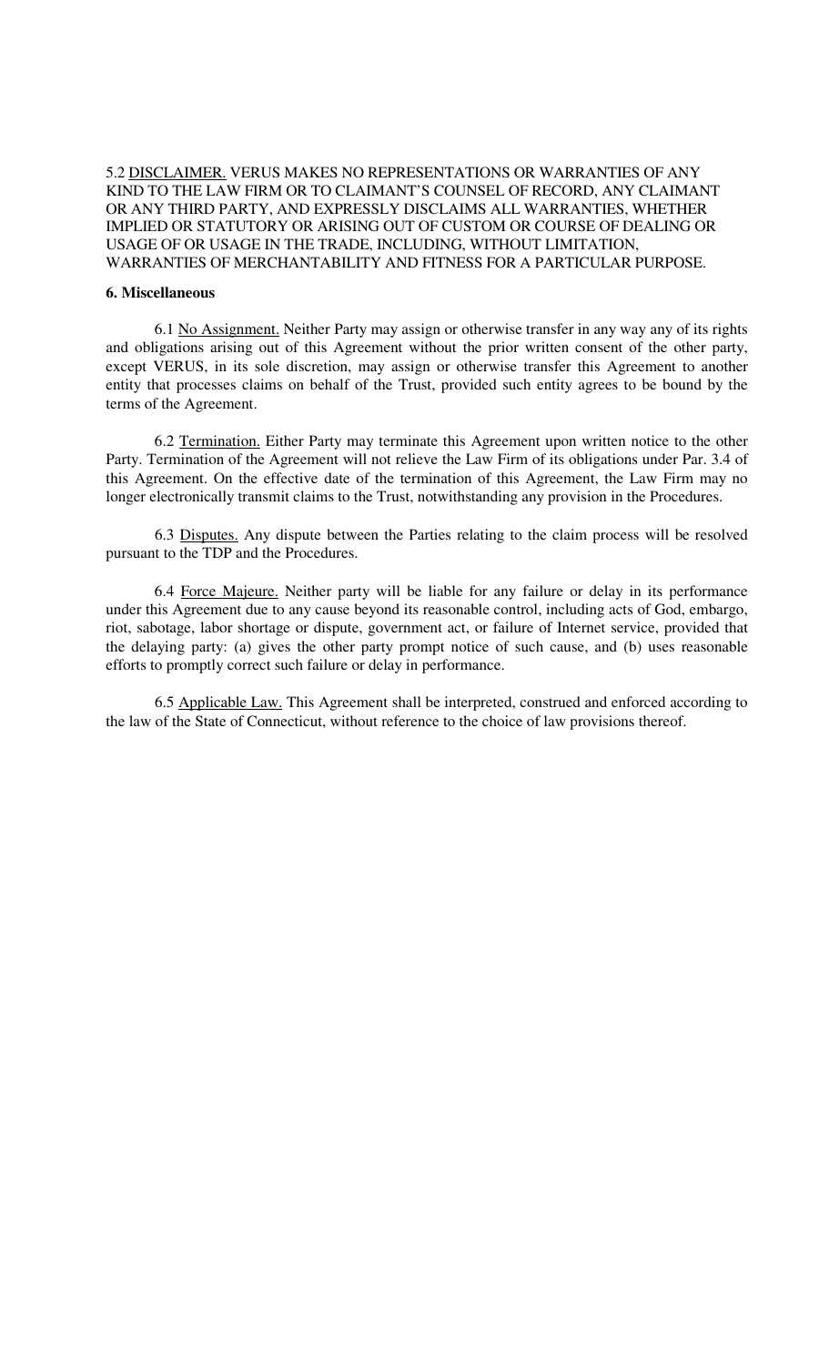5.2 <u>DISCLAIMER.</u> VERUS MAKES NO REPRESENTATIONS OR WARRANTIES OF ANY KIND TO THE LAW FIRM OR TO CLAIMANT'S COUNSEL OF RECORD, ANY CLAIMANT OR ANY THIRD PARTY, AND EXPRESSLY DISCLAIMS ALL WARRANTIES, WHETHER IMPLIED OR STATUTORY OR ARISING OUT OF CUSTOM OR COURSE OF DEALING OR USAGE OF OR USAGE IN THE TRADE, INCLUDING, WITHOUT LIMITATION, WARRANTIES OF MERCHANTABILITY AND FITNESS FOR A PARTICULAR PURPOSE.

**6. Miscellaneous**

6.1 <u>No Assignment.</u> Neither Party may assign or otherwise transfer in any way any of its rights and obligations arising out of this Agreement without the prior written consent of the other party, except VERUS, in its sole discretion, may assign or otherwise transfer this Agreement to another entity that processes claims on behalf of the Trust, provided such entity agrees to be bound by the terms of the Agreement.

6.2 <u>Termination.</u> Either Party may terminate this Agreement upon written notice to the other Party. Termination of the Agreement will not relieve the Law Firm of its obligations under Par. 3.4 of this Agreement. On the effective date of the termination of this Agreement, the Law Firm may no longer electronically transmit claims to the Trust, notwithstanding any provision in the Procedures.

6.3 <u>Disputes.</u> Any dispute between the Parties relating to the claim process will be resolved pursuant to the TDP and the Procedures.

6.4 <u>Force Majeure.</u> Neither party will be liable for any failure or delay in its performance under this Agreement due to any cause beyond its reasonable control, including acts of God, embargo, riot, sabotage, labor shortage or dispute, government act, or failure of Internet service, provided that the delaying party: (a) gives the other party prompt notice of such cause, and (b) uses reasonable efforts to promptly correct such failure or delay in performance.

6.5 <u>Applicable Law.</u> This Agreement shall be interpreted, construed and enforced according to the law of the State of Connecticut, without reference to the choice of law provisions thereof.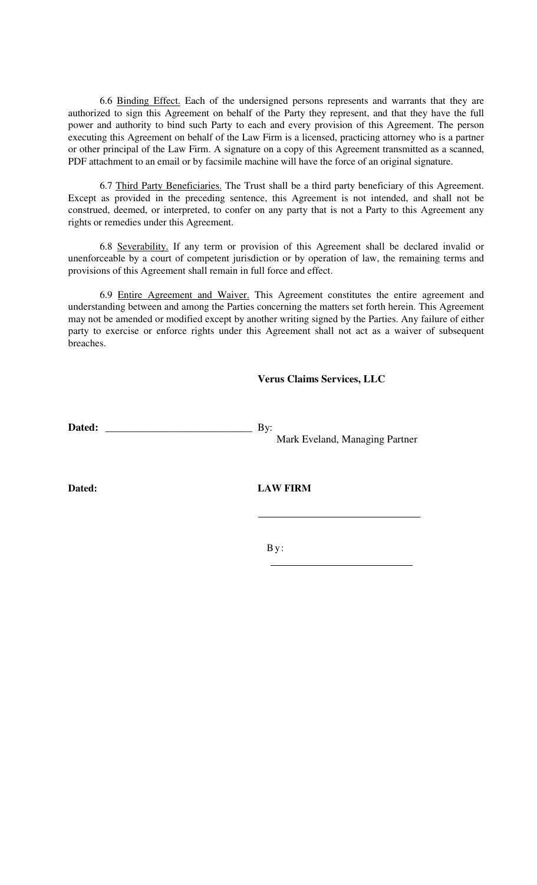6.6 <u>Binding Effect.</u> Each of the undersigned persons represents and warrants that they are authorized to sign this Agreement on behalf of the Party they represent, and that they have the full power and authority to bind such Party to each and every provision of this Agreement. The person executing this Agreement on behalf of the Law Firm is a licensed, practicing attorney who is a partner or other principal of the Law Firm. A signature on a copy of this Agreement transmitted as a scanned, PDF attachment to an email or by facsimile machine will have the force of an original signature.

6.7 <u>Third Party Beneficiaries.</u> The Trust shall be a third party beneficiary of this Agreement. Except as provided in the preceding sentence, this Agreement is not intended, and shall not be construed, deemed, or interpreted, to confer on any party that is not a Party to this Agreement any rights or remedies under this Agreement.

6.8 <u>Severability.</u> If any term or provision of this Agreement shall be declared invalid or unenforceable by a court of competent jurisdiction or by operation of law, the remaining terms and provisions of this Agreement shall remain in full force and effect.

6.9 <u>Entire Agreement and Waiver.</u> This Agreement constitutes the entire agreement and understanding between and among the Parties concerning the matters set forth herein. This Agreement may not be amended or modified except by another writing signed by the Parties. Any failure of either party to exercise or enforce rights under this Agreement shall not act as a waiver of subsequent breaches.

**Verus Claims Services, LLC**

**Dated:** ____________________________ By:
Mark Eveland, Managing Partner

**Dated:** **LAW FIRM**

____________________________

By: ____________________________